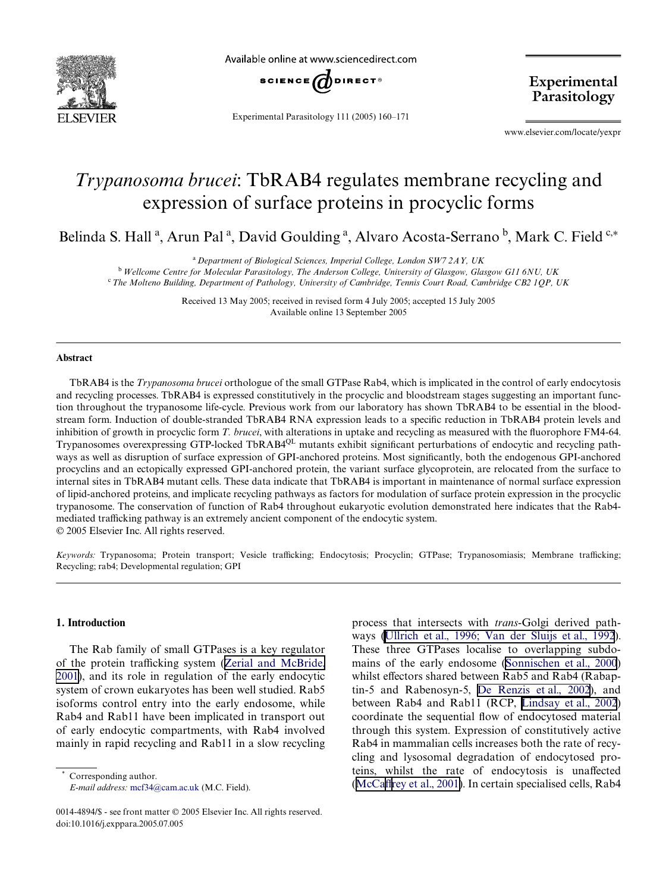# *Trypanosoma brucei*: TbRAB4 regulates membrane recycling and expression of surface proteins in procyclic forms

Belinda S. Hall [a], Arun Pal [a], David Goulding [a], Alvaro Acosta-Serrano [b], Mark C. Field [c,*]

[a] *Department of Biological Sciences, Imperial College, London SW7 2AY, UK*

[b] *Wellcome Centre for Molecular Parasitology, The Anderson College, University of Glasgow, Glasgow G11 6NU, UK*

[c] *The Molteno Building, Department of Pathology, University of Cambridge, Tennis Court Road, Cambridge CB2 1QP, UK*

Received 13 May 2005; received in revised form 4 July 2005; accepted 15 July 2005
Available online 13 September 2005

## Abstract

TbRAB4 is the *Trypanosoma brucei* orthologue of the small GTPase Rab4, which is implicated in the control of early endocytosis and recycling processes. TbRAB4 is expressed constitutively in the procyclic and bloodstream stages suggesting an important function throughout the trypanosome life-cycle. Previous work from our laboratory has shown TbRAB4 to be essential in the bloodstream form. Induction of double-stranded TbRAB4 RNA expression leads to a specific reduction in TbRAB4 protein levels and inhibition of growth in procyclic form *T. brucei*, with alterations in uptake and recycling as measured with the fluorophore FM4-64. Trypanosomes overexpressing GTP-locked TbRAB4$^{QL}$ mutants exhibit significant perturbations of endocytic and recycling pathways as well as disruption of surface expression of GPI-anchored proteins. Most significantly, both the endogenous GPI-anchored procyclins and an ectopically expressed GPI-anchored protein, the variant surface glycoprotein, are relocated from the surface to internal sites in TbRAB4 mutant cells. These data indicate that TbRAB4 is important in maintenance of normal surface expression of lipid-anchored proteins, and implicate recycling pathways as factors for modulation of surface protein expression in the procyclic trypanosome. The conservation of function of Rab4 throughout eukaryotic evolution demonstrated here indicates that the Rab4-mediated trafficking pathway is an extremely ancient component of the endocytic system.
© 2005 Elsevier Inc. All rights reserved.

*Keywords:* Trypanosoma; Protein transport; Vesicle trafficking; Endocytosis; Procyclin; GTPase; Trypanosomiasis; Membrane trafficking; Recycling; rab4; Developmental regulation; GPI

## 1. Introduction

The Rab family of small GTPases is a key regulator of the protein trafficking system (Zerial and McBride, 2001), and its role in regulation of the early endocytic system of crown eukaryotes has been well studied. Rab5 isoforms control entry into the early endosome, while Rab4 and Rab11 have been implicated in transport out of early endocytic compartments, with Rab4 involved mainly in rapid recycling and Rab11 in a slow recycling process that intersects with *trans*-Golgi derived pathways (Ullrich et al., 1996; Van der Sluijs et al., 1992). These three GTPases localise to overlapping subdomains of the early endosome (Sonnischen et al., 2000) whilst effectors shared between Rab5 and Rab4 (Rabaptin-5 and Rabenosyn-5, De Renzis et al., 2002), and between Rab4 and Rab11 (RCP, Lindsay et al., 2002) coordinate the sequential flow of endocytosed material through this system. Expression of constitutively active Rab4 in mammalian cells increases both the rate of recycling and lysosomal degradation of endocytosed proteins, whilst the rate of endocytosis is unaffected (McCaffrey et al., 2001). In certain specialised cells, Rab4

* Corresponding author.
*E-mail address:* mcf34@cam.ac.uk (M.C. Field).

0014-4894/$ - see front matter © 2005 Elsevier Inc. All rights reserved.
doi:10.1016/j.exppara.2005.07.005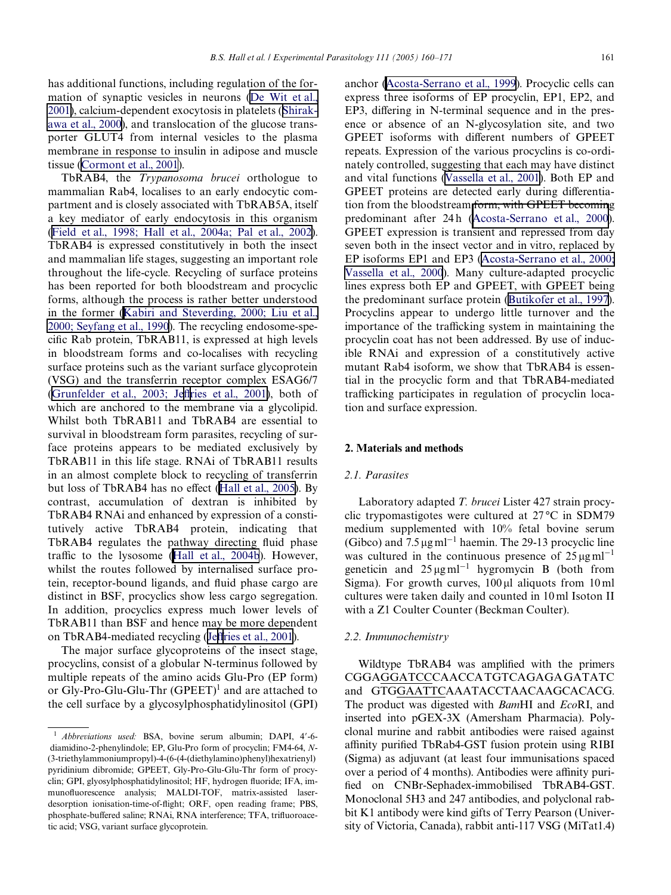has additional functions, including regulation of the formation of synaptic vesicles in neurons (De Wit et al., 2001), calcium-dependent exocytosis in platelets (Shirakawa et al., 2000), and translocation of the glucose transporter GLUT4 from internal vesicles to the plasma membrane in response to insulin in adipose and muscle tissue (Cormont et al., 2001).

TbRAB4, the *Trypanosoma brucei* orthologue to mammalian Rab4, localises to an early endocytic compartment and is closely associated with TbRAB5A, itself a key mediator of early endocytosis in this organism (Field et al., 1998; Hall et al., 2004a; Pal et al., 2002). TbRAB4 is expressed constitutively in both the insect and mammalian life stages, suggesting an important role throughout the life-cycle. Recycling of surface proteins has been reported for both bloodstream and procyclic forms, although the process is rather better understood in the former (Kabiri and Steverding, 2000; Liu et al., 2000; Seyfang et al., 1990). The recycling endosome-specific Rab protein, TbRAB11, is expressed at high levels in bloodstream forms and co-localises with recycling surface proteins such as the variant surface glycoprotein (VSG) and the transferrin receptor complex ESAG6/7 (Grunfelder et al., 2003; Jeffries et al., 2001), both of which are anchored to the membrane via a glycolipid. Whilst both TbRAB11 and TbRAB4 are essential to survival in bloodstream form parasites, recycling of surface proteins appears to be mediated exclusively by TbRAB11 in this life stage. RNAi of TbRAB11 results in an almost complete block to recycling of transferrin but loss of TbRAB4 has no effect (Hall et al., 2005). By contrast, accumulation of dextran is inhibited by TbRAB4 RNAi and enhanced by expression of a constitutively active TbRAB4 protein, indicating that TbRAB4 regulates the pathway directing fluid phase traffic to the lysosome (Hall et al., 2004b). However, whilst the routes followed by internalised surface protein, receptor-bound ligands, and fluid phase cargo are distinct in BSF, procyclics show less cargo segregation. In addition, procyclics express much lower levels of TbRAB11 than BSF and hence may be more dependent on TbRAB4-mediated recycling (Jeffries et al., 2001).

The major surface glycoproteins of the insect stage, procyclins, consist of a globular N-terminus followed by multiple repeats of the amino acids Glu-Pro (EP form) or Gly-Pro-Glu-Glu-Thr (GPEET)[1] and are attached to the cell surface by a glycosylphosphatidylinositol (GPI) anchor (Acosta-Serrano et al., 1999). Procyclic cells can express three isoforms of EP procyclin, EP1, EP2, and EP3, differing in N-terminal sequence and in the presence or absence of an N-glycosylation site, and two GPEET isoforms with different numbers of GPEET repeats. Expression of the various procyclins is co-ordinately controlled, suggesting that each may have distinct and vital functions (Vassella et al., 2001). Both EP and GPEET proteins are detected early during differentiation from the bloodstream form, with GPEET becoming predominant after 24 h (Acosta-Serrano et al., 2000). GPEET expression is transient and repressed from day seven both in the insect vector and in vitro, replaced by EP isoforms EP1 and EP3 (Acosta-Serrano et al., 2000; Vassella et al., 2000). Many culture-adapted procyclic lines express both EP and GPEET, with GPEET being the predominant surface protein (Butikofer et al., 1997). Procyclins appear to undergo little turnover and the importance of the trafficking system in maintaining the procyclin coat has not been addressed. By use of inducible RNAi and expression of a constitutively active mutant Rab4 isoform, we show that TbRAB4 is essential in the procyclic form and that TbRAB4-mediated trafficking participates in regulation of procyclin location and surface expression.

## 2. Materials and methods

### 2.1. Parasites

Laboratory adapted *T. brucei* Lister 427 strain procyclic trypomastigotes were cultured at 27 °C in SDM79 medium supplemented with 10% fetal bovine serum (Gibco) and 7.5 μg ml$^{-1}$ haemin. The 29-13 procyclic line was cultured in the continuous presence of 25 μg ml$^{-1}$ geneticin and 25 μg ml$^{-1}$ hygromycin B (both from Sigma). For growth curves, 100 μl aliquots from 10 ml cultures were taken daily and counted in 10 ml Isoton II with a Z1 Coulter Counter (Beckman Coulter).

### 2.2. Immunochemistry

Wildtype TbRAB4 was amplified with the primers CGGAGGATCCCAACCATGTCAGAGAGATATC and GTGGAATTCAAATACCTAACAAGCACACG. The product was digested with *Bam*HI and *Eco*RI, and inserted into pGEX-3X (Amersham Pharmacia). Polyclonal murine and rabbit antibodies were raised against affinity purified TbRab4-GST fusion protein using RIBI (Sigma) as adjuvant (at least four immunisations spaced over a period of 4 months). Antibodies were affinity purified on CNBr-Sephadex-immobilised TbRAB4-GST. Monoclonal 5H3 and 247 antibodies, and polyclonal rabbit K1 antibody were kind gifts of Terry Pearson (University of Victoria, Canada), rabbit anti-117 VSG (MiTat1.4)

---

[1] *Abbreviations used:* BSA, bovine serum albumin; DAPI, 4′-6-diamidino-2-phenylindole; EP, Glu-Pro form of procyclin; FM4-64, *N*-(3-triethylammoniumpropyl)-4-(6-(4-(diethylamino)phenyl)hexatrienyl) pyridinium dibromide; GPEET, Gly-Pro-Glu-Glu-Thr form of procyclin; GPI, glyosylphosphatidylinositol; HF, hydrogen fluoride; IFA, immunofluorescence analysis; MALDI-TOF, matrix-assisted laser-desorption ionisation-time-of-flight; ORF, open reading frame; PBS, phosphate-buffered saline; RNAi, RNA interference; TFA, trifluoroacetic acid; VSG, variant surface glycoprotein.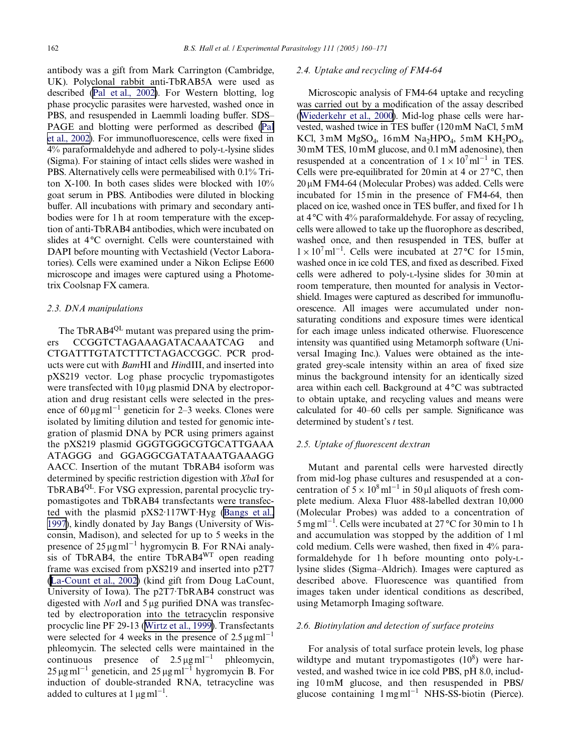antibody was a gift from Mark Carrington (Cambridge, UK). Polyclonal rabbit anti-TbRAB5A were used as described (Pal et al., 2002). For Western blotting, log phase procyclic parasites were harvested, washed once in PBS, and resuspended in Laemmli loading buffer. SDS–PAGE and blotting were performed as described (Pal et al., 2002). For immunofluorescence, cells were fixed in 4% paraformaldehyde and adhered to poly-L-lysine slides (Sigma). For staining of intact cells slides were washed in PBS. Alternatively cells were permeabilised with 0.1% Triton X-100. In both cases slides were blocked with 10% goat serum in PBS. Antibodies were diluted in blocking buffer. All incubations with primary and secondary antibodies were for 1 h at room temperature with the exception of anti-TbRAB4 antibodies, which were incubated on slides at 4 °C overnight. Cells were counterstained with DAPI before mounting with Vectashield (Vector Laboratories). Cells were examined under a Nikon Eclipse E600 microscope and images were captured using a Photometrix Coolsnap FX camera.

### 2.3. DNA manipulations

The TbRAB4$^{QL}$ mutant was prepared using the primers CCGGTCTAGAAAGATACAAATCAG and CTGATTTGTATCTTTCTAGACCGGC. PCR products were cut with *Bam*HI and *Hin*dIII, and inserted into pXS219 vector. Log phase procyclic trypomastigotes were transfected with 10 μg plasmid DNA by electroporation and drug resistant cells were selected in the presence of 60 μg ml$^{-1}$ geneticin for 2–3 weeks. Clones were isolated by limiting dilution and tested for genomic integration of plasmid DNA by PCR using primers against the pXS219 plasmid GGGTGGGCGTGCATTGAAA ATAGGG and GGAGGCGATATAAATGAAAGG AACC. Insertion of the mutant TbRAB4 isoform was determined by specific restriction digestion with *Xba*I for TbRAB4$^{QL}$. For VSG expression, parental procyclic trypomastigotes and TbRAB4 transfectants were transfected with the plasmid pXS2·117WT·Hyg (Bangs et al., 1997), kindly donated by Jay Bangs (University of Wisconsin, Madison), and selected for up to 5 weeks in the presence of 25 μg ml$^{-1}$ hygromycin B. For RNAi analysis of TbRAB4, the entire TbRAB4$^{WT}$ open reading frame was excised from pXS219 and inserted into p2T7 (La-Count et al., 2002) (kind gift from Doug LaCount, University of Iowa). The p2T7·TbRAB4 construct was digested with *Not*I and 5 μg purified DNA was transfected by electroporation into the tetracyclin responsive procyclic line PF 29-13 (Wirtz et al., 1999). Transfectants were selected for 4 weeks in the presence of 2.5 μg ml$^{-1}$ phleomycin. The selected cells were maintained in the continuous presence of 2.5 μg ml$^{-1}$ phleomycin, 25 μg ml$^{-1}$ geneticin, and 25 μg ml$^{-1}$ hygromycin B. For induction of double-stranded RNA, tetracycline was added to cultures at 1 μg ml$^{-1}$.

### 2.4. Uptake and recycling of FM4-64

Microscopic analysis of FM4-64 uptake and recycling was carried out by a modification of the assay described (Wiederkehr et al., 2000). Mid-log phase cells were harvested, washed twice in TES buffer (120 mM NaCl, 5 mM KCl, 3 mM $MgSO_4$, 16 mM $Na_2HPO_4$, 5 mM $KH_2PO_4$, 30 mM TES, 10 mM glucose, and 0.1 mM adenosine), then resuspended at a concentration of $1 \times 10^7$ ml$^{-1}$ in TES. Cells were pre-equilibrated for 20 min at 4 or 27 °C, then 20 μM FM4-64 (Molecular Probes) was added. Cells were incubated for 15 min in the presence of FM4-64, then placed on ice, washed once in TES buffer, and fixed for 1 h at 4 °C with 4% paraformaldehyde. For assay of recycling, cells were allowed to take up the fluorophore as described, washed once, and then resuspended in TES, buffer at $1 \times 10^7$ ml$^{-1}$. Cells were incubated at 27 °C for 15 min, washed once in ice cold TES, and fixed as described. Fixed cells were adhered to poly-L-lysine slides for 30 min at room temperature, then mounted for analysis in Vectorshield. Images were captured as described for immunofluorescence. All images were accumulated under non-saturating conditions and exposure times were identical for each image unless indicated otherwise. Fluorescence intensity was quantified using Metamorph software (Universal Imaging Inc.). Values were obtained as the integrated grey-scale intensity within an area of fixed size minus the background intensity for an identically sized area within each cell. Background at 4 °C was subtracted to obtain uptake, and recycling values and means were calculated for 40–60 cells per sample. Significance was determined by student's *t* test.

### 2.5. Uptake of fluorescent dextran

Mutant and parental cells were harvested directly from mid-log phase cultures and resuspended at a concentration of $5 \times 10^8$ ml$^{-1}$ in 50 μl aliquots of fresh complete medium. Alexa Fluor 488-labelled dextran 10,000 (Molecular Probes) was added to a concentration of 5 mg ml$^{-1}$. Cells were incubated at 27 °C for 30 min to 1 h and accumulation was stopped by the addition of 1 ml cold medium. Cells were washed, then fixed in 4% paraformaldehyde for 1 h before mounting onto poly-L-lysine slides (Sigma–Aldrich). Images were captured as described above. Fluorescence was quantified from images taken under identical conditions as described, using Metamorph Imaging software.

### 2.6. Biotinylation and detection of surface proteins

For analysis of total surface protein levels, log phase wildtype and mutant trypomastigotes ($10^8$) were harvested, and washed twice in ice cold PBS, pH 8.0, including 10 mM glucose, and then resuspended in PBS/glucose containing 1 mg ml$^{-1}$ NHS-SS-biotin (Pierce).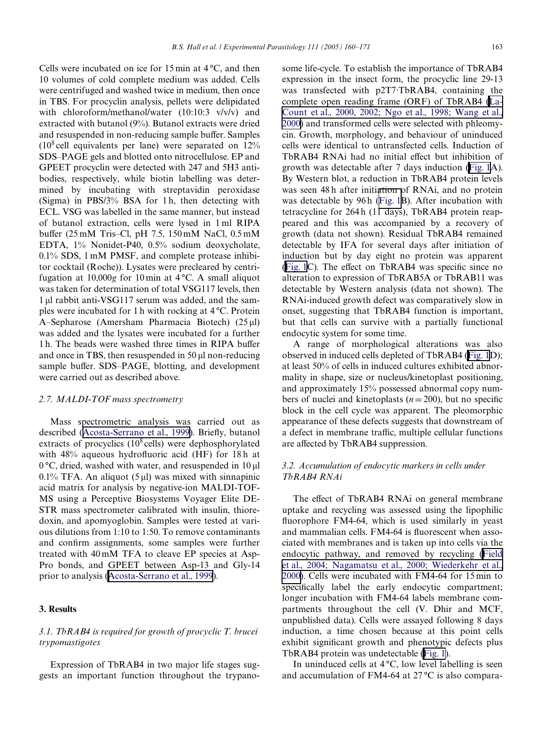Cells were incubated on ice for 15 min at 4 °C, and then 10 volumes of cold complete medium was added. Cells were centrifuged and washed twice in medium, then once in TBS. For procyclin analysis, pellets were delipidated with chloroform/methanol/water (10:10:3 v/v/v) and extracted with butanol (9%). Butanol extracts were dried and resuspended in non-reducing sample buffer. Samples ($10^8$ cell equivalents per lane) were separated on 12% SDS–PAGE gels and blotted onto nitrocellulose. EP and GPEET procyclin were detected with 247 and 5H3 antibodies, respectively, while biotin labelling was determined by incubating with streptavidin peroxidase (Sigma) in PBS/3% BSA for 1 h, then detecting with ECL. VSG was labelled in the same manner, but instead of butanol extraction, cells were lysed in 1 ml RIPA buffer (25 mM Tris–Cl, pH 7.5, 150 mM NaCl, 0.5 mM EDTA, 1% Nonidet-P40, 0.5% sodium deoxycholate, 0.1% SDS, 1 mM PMSF, and complete protease inhibitor cocktail (Roche)). Lysates were precleared by centrifugation at 10,000*g* for 10 min at 4 °C. A small aliquot was taken for determination of total VSG117 levels, then 1 μl rabbit anti-VSG117 serum was added, and the samples were incubated for 1 h with rocking at 4 °C. Protein A–Sepharose (Amersham Pharmacia Biotech) (25 μl) was added and the lysates were incubated for a further 1 h. The beads were washed three times in RIPA buffer and once in TBS, then resuspended in 50 μl non-reducing sample buffer. SDS–PAGE, blotting, and development were carried out as described above.

### *2.7. MALDI-TOF mass spectrometry*

Mass spectrometric analysis was carried out as described (Acosta-Serrano et al., 1999). Briefly, butanol extracts of procyclics ($10^8$ cells) were dephosphorylated with 48% aqueous hydrofluoric acid (HF) for 18 h at 0 °C, dried, washed with water, and resuspended in 10 μl 0.1% TFA. An aliquot (5 μl) was mixed with sinnapinic acid matrix for analysis by negative-ion MALDI-TOF-MS using a Perceptive Biosystems Voyager Elite DE-STR mass spectrometer calibrated with insulin, thioredoxin, and apomyoglobin. Samples were tested at various dilutions from 1:10 to 1:50. To remove contaminants and confirm assignments, some samples were further treated with 40 mM TFA to cleave EP species at Asp-Pro bonds, and GPEET between Asp-13 and Gly-14 prior to analysis (Acosta-Serrano et al., 1999).

## 3. Results

### *3.1. TbRAB4 is required for growth of procyclic T. brucei trypomastigotes*

Expression of TbRAB4 in two major life stages suggests an important function throughout the trypanosome life-cycle. To establish the importance of TbRAB4 expression in the insect form, the procyclic line 29-13 was transfected with p2T7·TbRAB4, containing the complete open reading frame (ORF) of TbRAB4 (LaCount et al., 2000, 2002; Ngo et al., 1998; Wang et al., 2000) and transformed cells were selected with phleomycin. Growth, morphology, and behaviour of uninduced cells were identical to untransfected cells. Induction of TbRAB4 RNAi had no initial effect but inhibition of growth was detectable after 7 days induction (Fig. 1A). By Western blot, a reduction in TbRAB4 protein levels was seen 48 h after initiation of RNAi, and no protein was detectable by 96 h (Fig. 1B). After incubation with tetracycline for 264 h (11 days), TbRAB4 protein reappeared and this was accompanied by a recovery of growth (data not shown). Residual TbRAB4 remained detectable by IFA for several days after initiation of induction but by day eight no protein was apparent (Fig. 1C). The effect on TbRAB4 was specific since no alteration to expression of TbRAB5A or TbRAB11 was detectable by Western analysis (data not shown). The RNAi-induced growth defect was comparatively slow in onset, suggesting that TbRAB4 function is important, but that cells can survive with a partially functional endocytic system for some time.

A range of morphological alterations was also observed in induced cells depleted of TbRAB4 (Fig. 1D); at least 50% of cells in induced cultures exhibited abnormality in shape, size or nucleus/kinetoplast positioning, and approximately 15% possessed abnormal copy numbers of nuclei and kinetoplasts ($n = 200$), but no specific block in the cell cycle was apparent. The pleomorphic appearance of these defects suggests that downstream of a defect in membrane traffic, multiple cellular functions are affected by TbRAB4 suppression.

### *3.2. Accumulation of endocytic markers in cells under TbRAB4 RNAi*

The effect of TbRAB4 RNAi on general membrane uptake and recycling was assessed using the lipophilic fluorophore FM4-64, which is used similarly in yeast and mammalian cells. FM4-64 is fluorescent when associated with membranes and is taken up into cells via the endocytic pathway, and removed by recycling (Field et al., 2004; Nagamatsu et al., 2000; Wiederkehr et al., 2000). Cells were incubated with FM4-64 for 15 min to specifically label the early endocytic compartment; longer incubation with FM4-64 labels membrane compartments throughout the cell (V. Dhir and MCF, unpublished data). Cells were assayed following 8 days induction, a time chosen because at this point cells exhibit significant growth and phenotypic defects plus TbRAB4 protein was undetectable (Fig. 1).

In uninduced cells at 4 °C, low level labelling is seen and accumulation of FM4-64 at 27 °C is also compara-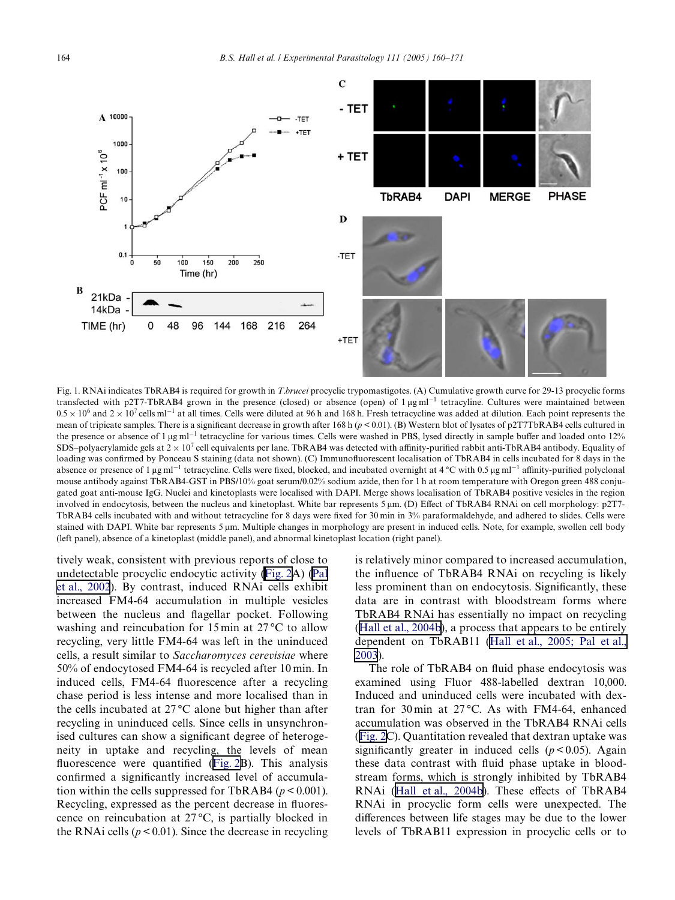Fig. 1. RNAi indicates TbRAB4 is required for growth in *T.brucei* procyclic trypomastigotes. (A) Cumulative growth curve for 29-13 procyclic forms transfected with p2T7-TbRAB4 grown in the presence (closed) or absence (open) of 1 μg ml$^{-1}$ tetracyline. Cultures were maintained between $0.5 \times 10^6$ and $2 \times 10^7$ cells ml$^{-1}$ at all times. Cells were diluted at 96 h and 168 h. Fresh tetracycline was added at dilution. Each point represents the mean of tripicate samples. There is a significant decrease in growth after 168 h ($p < 0.01$). (B) Western blot of lysates of p2T7TbRAB4 cells cultured in the presence or absence of 1 μg ml$^{-1}$ tetracycline for various times. Cells were washed in PBS, lysed directly in sample buffer and loaded onto 12% SDS–polyacrylamide gels at $2 \times 10^7$ cell equivalents per lane. TbRAB4 was detected with affinity-purified rabbit anti-TbRAB4 antibody. Equality of loading was confirmed by Ponceau S staining (data not shown). (C) Immunofluorescent localisation of TbRAB4 in cells incubated for 8 days in the absence or presence of 1 μg ml$^{-1}$ tetracycline. Cells were fixed, blocked, and incubated overnight at 4 °C with 0.5 μg ml$^{-1}$ affinity-purified polyclonal mouse antibody against TbRAB4-GST in PBS/10% goat serum/0.02% sodium azide, then for 1 h at room temperature with Oregon green 488 conjugated goat anti-mouse IgG. Nuclei and kinetoplasts were localised with DAPI. Merge shows localisation of TbRAB4 positive vesicles in the region involved in endocytosis, between the nucleus and kinetoplast. White bar represents 5 μm. (D) Effect of TbRAB4 RNAi on cell morphology: p2T7-TbRAB4 cells incubated with and without tetracycline for 8 days were fixed for 30 min in 3% paraformaldehyde, and adhered to slides. Cells were stained with DAPI. White bar represents 5 μm. Multiple changes in morphology are present in induced cells. Note, for example, swollen cell body (left panel), absence of a kinetoplast (middle panel), and abnormal kinetoplast location (right panel).

tively weak, consistent with previous reports of close to undetectable procyclic endocytic activity (Fig. 2A) (Pal et al., 2002). By contrast, induced RNAi cells exhibit increased FM4-64 accumulation in multiple vesicles between the nucleus and flagellar pocket. Following washing and reincubation for 15 min at 27 °C to allow recycling, very little FM4-64 was left in the uninduced cells, a result similar to *Saccharomyces cerevisiae* where 50% of endocytosed FM4-64 is recycled after 10 min. In induced cells, FM4-64 fluorescence after a recycling chase period is less intense and more localised than in the cells incubated at 27 °C alone but higher than after recycling in uninduced cells. Since cells in unsynchronised cultures can show a significant degree of heterogeneity in uptake and recycling, the levels of mean fluorescence were quantified (Fig. 2B). This analysis confirmed a significantly increased level of accumulation within the cells suppressed for TbRAB4 ($p < 0.001$). Recycling, expressed as the percent decrease in fluorescence on reincubation at 27 °C, is partially blocked in the RNAi cells ($p < 0.01$). Since the decrease in recycling is relatively minor compared to increased accumulation, the influence of TbRAB4 RNAi on recycling is likely less prominent than on endocytosis. Significantly, these data are in contrast with bloodstream forms where TbRAB4 RNAi has essentially no impact on recycling (Hall et al., 2004b), a process that appears to be entirely dependent on TbRAB11 (Hall et al., 2005; Pal et al., 2003).

The role of TbRAB4 on fluid phase endocytosis was examined using Fluor 488-labelled dextran 10,000. Induced and uninduced cells were incubated with dextran for 30 min at 27 °C. As with FM4-64, enhanced accumulation was observed in the TbRAB4 RNAi cells (Fig. 2C). Quantitation revealed that dextran uptake was significantly greater in induced cells ($p < 0.05$). Again these data contrast with fluid phase uptake in bloodstream forms, which is strongly inhibited by TbRAB4 RNAi (Hall et al., 2004b). These effects of TbRAB4 RNAi in procyclic form cells were unexpected. The differences between life stages may be due to the lower levels of TbRAB11 expression in procyclic cells or to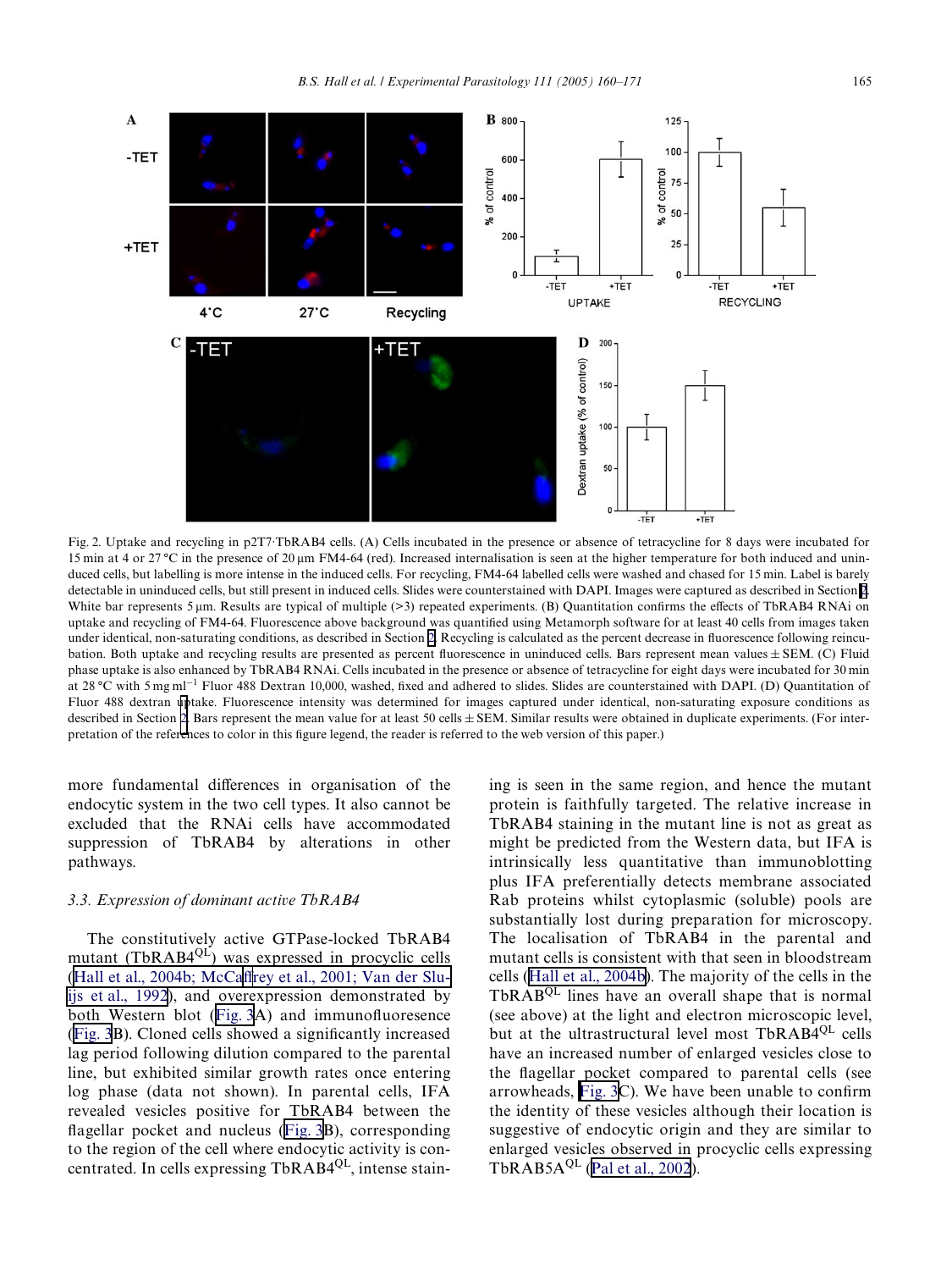Fig. 2. Uptake and recycling in p2T7·TbRAB4 cells. (A) Cells incubated in the presence or absence of tetracycline for 8 days were incubated for 15 min at 4 or 27 °C in the presence of 20 μm FM4-64 (red). Increased internalisation is seen at the higher temperature for both induced and uninduced cells, but labelling is more intense in the induced cells. For recycling, FM4-64 labelled cells were washed and chased for 15 min. Label is barely detectable in uninduced cells, but still present in induced cells. Slides were counterstained with DAPI. Images were captured as described in Section 2. White bar represents 5 μm. Results are typical of multiple (>3) repeated experiments. (B) Quantitation confirms the effects of TbRAB4 RNAi on uptake and recycling of FM4-64. Fluorescence above background was quantified using Metamorph software for at least 40 cells from images taken under identical, non-saturating conditions, as described in Section 2. Recycling is calculated as the percent decrease in fluorescence following reincubation. Both uptake and recycling results are presented as percent fluorescence in uninduced cells. Bars represent mean values ± SEM. (C) Fluid phase uptake is also enhanced by TbRAB4 RNAi. Cells incubated in the presence or absence of tetracycline for eight days were incubated for 30 min at 28 °C with 5 mg ml$^{-1}$ Fluor 488 Dextran 10,000, washed, fixed and adhered to slides. Slides are counterstained with DAPI. (D) Quantitation of Fluor 488 dextran uptake. Fluorescence intensity was determined for images captured under identical, non-saturating exposure conditions as described in Section 2. Bars represent the mean value for at least 50 cells ± SEM. Similar results were obtained in duplicate experiments. (For interpretation of the references to color in this figure legend, the reader is referred to the web version of this paper.)

more fundamental differences in organisation of the endocytic system in the two cell types. It also cannot be excluded that the RNAi cells have accommodated suppression of TbRAB4 by alterations in other pathways.

### 3.3. Expression of dominant active TbRAB4

The constitutively active GTPase-locked TbRAB4 mutant (TbRAB4$^{QL}$) was expressed in procyclic cells (Hall et al., 2004b; McCaffrey et al., 2001; Van der Sluijs et al., 1992), and overexpression demonstrated by both Western blot (Fig. 3A) and immunofluoresence (Fig. 3B). Cloned cells showed a significantly increased lag period following dilution compared to the parental line, but exhibited similar growth rates once entering log phase (data not shown). In parental cells, IFA revealed vesicles positive for TbRAB4 between the flagellar pocket and nucleus (Fig. 3B), corresponding to the region of the cell where endocytic activity is concentrated. In cells expressing TbRAB4$^{QL}$, intense staining is seen in the same region, and hence the mutant protein is faithfully targeted. The relative increase in TbRAB4 staining in the mutant line is not as great as might be predicted from the Western data, but IFA is intrinsically less quantitative than immunoblotting plus IFA preferentially detects membrane associated Rab proteins whilst cytoplasmic (soluble) pools are substantially lost during preparation for microscopy. The localisation of TbRAB4 in the parental and mutant cells is consistent with that seen in bloodstream cells (Hall et al., 2004b). The majority of the cells in the TbRAB$^{QL}$ lines have an overall shape that is normal (see above) at the light and electron microscopic level, but at the ultrastructural level most TbRAB4$^{QL}$ cells have an increased number of enlarged vesicles close to the flagellar pocket compared to parental cells (see arrowheads, Fig. 3C). We have been unable to confirm the identity of these vesicles although their location is suggestive of endocytic origin and they are similar to enlarged vesicles observed in procyclic cells expressing TbRAB5A$^{QL}$ (Pal et al., 2002).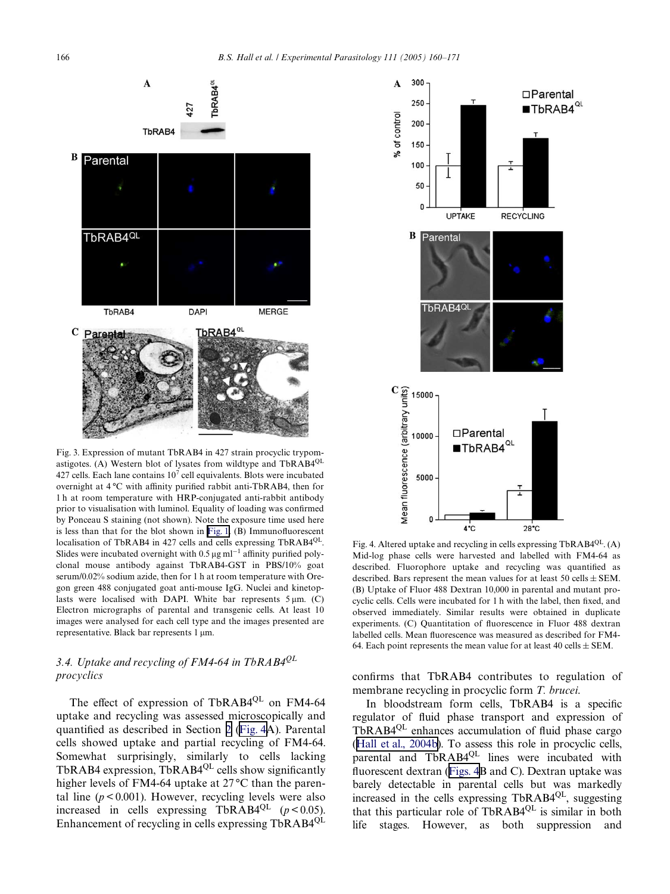Fig. 3. Expression of mutant TbRAB4 in 427 strain procyclic trypomastigotes. (A) Western blot of lysates from wildtype and TbRAB4$^{QL}$ 427 cells. Each lane contains $10^7$ cell equivalents. Blots were incubated overnight at 4 °C with affinity purified rabbit anti-TbRAB4, then for 1 h at room temperature with HRP-conjugated anti-rabbit antibody prior to visualisation with luminol. Equality of loading was confirmed by Ponceau S staining (not shown). Note the exposure time used here is less than that for the blot shown in Fig. 1. (B) Immunofluorescent localisation of TbRAB4 in 427 cells and cells expressing TbRAB4$^{QL}$. Slides were incubated overnight with 0.5 μg ml$^{-1}$ affinity purified polyclonal mouse antibody against TbRAB4-GST in PBS/10% goat serum/0.02% sodium azide, then for 1 h at room temperature with Oregon green 488 conjugated goat anti-mouse IgG. Nuclei and kinetoplasts were localised with DAPI. White bar represents 5 μm. (C) Electron micrographs of parental and transgenic cells. At least 10 images were analysed for each cell type and the images presented are representative. Black bar represents 1 μm.

### 3.4. Uptake and recycling of FM4-64 in TbRAB4$^{QL}$ procyclics

The effect of expression of TbRAB4$^{QL}$ on FM4-64 uptake and recycling was assessed microscopically and quantified as described in Section 2 (Fig. 4A). Parental cells showed uptake and partial recycling of FM4-64. Somewhat surprisingly, similarly to cells lacking TbRAB4 expression, TbRAB4$^{QL}$ cells show significantly higher levels of FM4-64 uptake at 27 °C than the parental line ($p < 0.001$). However, recycling levels were also increased in cells expressing TbRAB4$^{QL}$ ($p < 0.05$). Enhancement of recycling in cells expressing TbRAB4$^{QL}$ confirms that TbRAB4 contributes to regulation of membrane recycling in procyclic form *T. brucei*.

Fig. 4. Altered uptake and recycling in cells expressing TbRAB4$^{QL}$. (A) Mid-log phase cells were harvested and labelled with FM4-64 as described. Fluorophore uptake and recycling was quantified as described. Bars represent the mean values for at least 50 cells ± SEM. (B) Uptake of Fluor 488 Dextran 10,000 in parental and mutant procyclic cells. Cells were incubated for 1 h with the label, then fixed, and observed immediately. Similar results were obtained in duplicate experiments. (C) Quantitation of fluorescence in Fluor 488 dextran labelled cells. Mean fluorescence was measured as described for FM4-64. Each point represents the mean value for at least 40 cells ± SEM.

In bloodstream form cells, TbRAB4 is a specific regulator of fluid phase transport and expression of TbRAB4$^{QL}$ enhances accumulation of fluid phase cargo (Hall et al., 2004b). To assess this role in procyclic cells, parental and TbRAB4$^{QL}$ lines were incubated with fluorescent dextran (Figs. 4B and C). Dextran uptake was barely detectable in parental cells but was markedly increased in the cells expressing TbRAB4$^{QL}$, suggesting that this particular role of TbRAB4$^{QL}$ is similar in both life stages. However, as both suppression and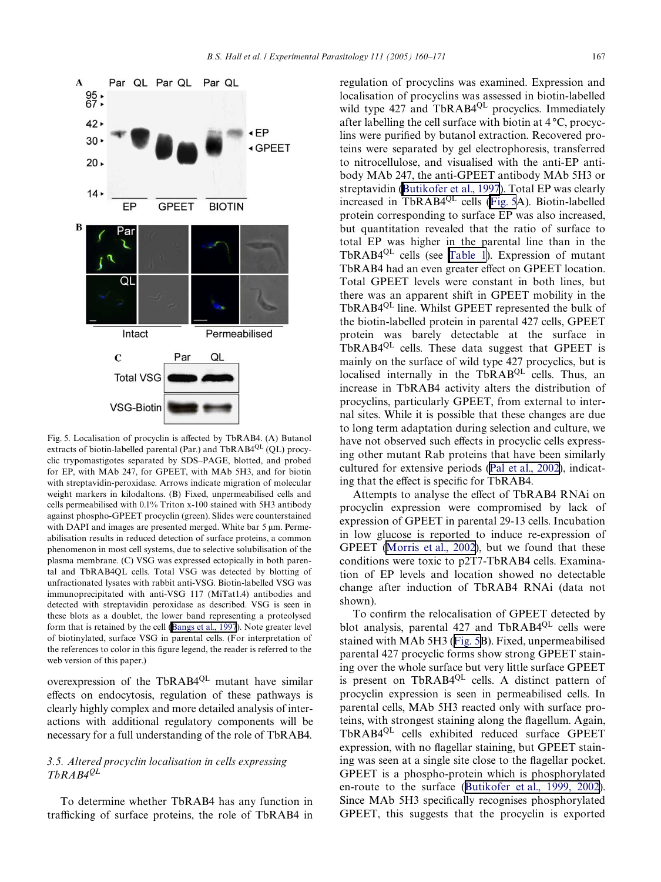Fig. 5. Localisation of procyclin is affected by TbRAB4. (A) Butanol extracts of biotin-labelled parental (Par.) and TbRAB4$^{QL}$ (QL) procyclic trypomastigotes separated by SDS–PAGE, blotted, and probed for EP, with MAb 247, for GPEET, with MAb 5H3, and for biotin with streptavidin-peroxidase. Arrows indicate migration of molecular weight markers in kilodaltons. (B) Fixed, unpermeabilised cells and cells permeabilised with 0.1% Triton x-100 stained with 5H3 antibody against phospho-GPEET procyclin (green). Slides were counterstained with DAPI and images are presented merged. White bar 5 μm. Permeabilisation results in reduced detection of surface proteins, a common phenomenon in most cell systems, due to selective solubilisation of the plasma membrane. (C) VSG was expressed ectopically in both parental and TbRAB4QL cells. Total VSG was detected by blotting of unfractionated lysates with rabbit anti-VSG. Biotin-labelled VSG was immunoprecipitated with anti-VSG 117 (MiTat1.4) antibodies and detected with streptavidin peroxidase as described. VSG is seen in these blots as a doublet, the lower band representing a proteolysed form that is retained by the cell (Bangs et al., 1997). Note greater level of biotinylated, surface VSG in parental cells. (For interpretation of the references to color in this figure legend, the reader is referred to the web version of this paper.)

overexpression of the TbRAB4$^{QL}$ mutant have similar effects on endocytosis, regulation of these pathways is clearly highly complex and more detailed analysis of interactions with additional regulatory components will be necessary for a full understanding of the role of TbRAB4.

### 3.5. Altered procyclin localisation in cells expressing TbRAB4$^{QL}$

To determine whether TbRAB4 has any function in trafficking of surface proteins, the role of TbRAB4 in regulation of procyclins was examined. Expression and localisation of procyclins was assessed in biotin-labelled wild type 427 and TbRAB4$^{QL}$ procyclics. Immediately after labelling the cell surface with biotin at 4 °C, procyclins were purified by butanol extraction. Recovered proteins were separated by gel electrophoresis, transferred to nitrocellulose, and visualised with the anti-EP antibody MAb 247, the anti-GPEET antibody MAb 5H3 or streptavidin (Butikofer et al., 1997). Total EP was clearly increased in TbRAB4$^{QL}$ cells (Fig. 5A). Biotin-labelled protein corresponding to surface EP was also increased, but quantitation revealed that the ratio of surface to total EP was higher in the parental line than in the TbRAB4$^{QL}$ cells (see Table 1). Expression of mutant TbRAB4 had an even greater effect on GPEET location. Total GPEET levels were constant in both lines, but there was an apparent shift in GPEET mobility in the TbRAB4$^{QL}$ line. Whilst GPEET represented the bulk of the biotin-labelled protein in parental 427 cells, GPEET protein was barely detectable at the surface in TbRAB4$^{QL}$ cells. These data suggest that GPEET is mainly on the surface of wild type 427 procyclics, but is localised internally in the TbRAB$^{QL}$ cells. Thus, an increase in TbRAB4 activity alters the distribution of procyclins, particularly GPEET, from external to internal sites. While it is possible that these changes are due to long term adaptation during selection and culture, we have not observed such effects in procyclic cells expressing other mutant Rab proteins that have been similarly cultured for extensive periods (Pal et al., 2002), indicating that the effect is specific for TbRAB4.

Attempts to analyse the effect of TbRAB4 RNAi on procyclin expression were compromised by lack of expression of GPEET in parental 29-13 cells. Incubation in low glucose is reported to induce re-expression of GPEET (Morris et al., 2002), but we found that these conditions were toxic to p2T7-TbRAB4 cells. Examination of EP levels and location showed no detectable change after induction of TbRAB4 RNAi (data not shown).

To confirm the relocalisation of GPEET detected by blot analysis, parental 427 and TbRAB4$^{QL}$ cells were stained with MAb 5H3 (Fig. 5B). Fixed, unpermeabilised parental 427 procyclic forms show strong GPEET staining over the whole surface but very little surface GPEET is present on TbRAB4$^{QL}$ cells. A distinct pattern of procyclin expression is seen in permeabilised cells. In parental cells, MAb 5H3 reacted only with surface proteins, with strongest staining along the flagellum. Again, TbRAB4$^{QL}$ cells exhibited reduced surface GPEET expression, with no flagellar staining, but GPEET staining was seen at a single site close to the flagellar pocket. GPEET is a phospho-protein which is phosphorylated en-route to the surface (Butikofer et al., 1999, 2002). Since MAb 5H3 specifically recognises phosphorylated GPEET, this suggests that the procyclin is exported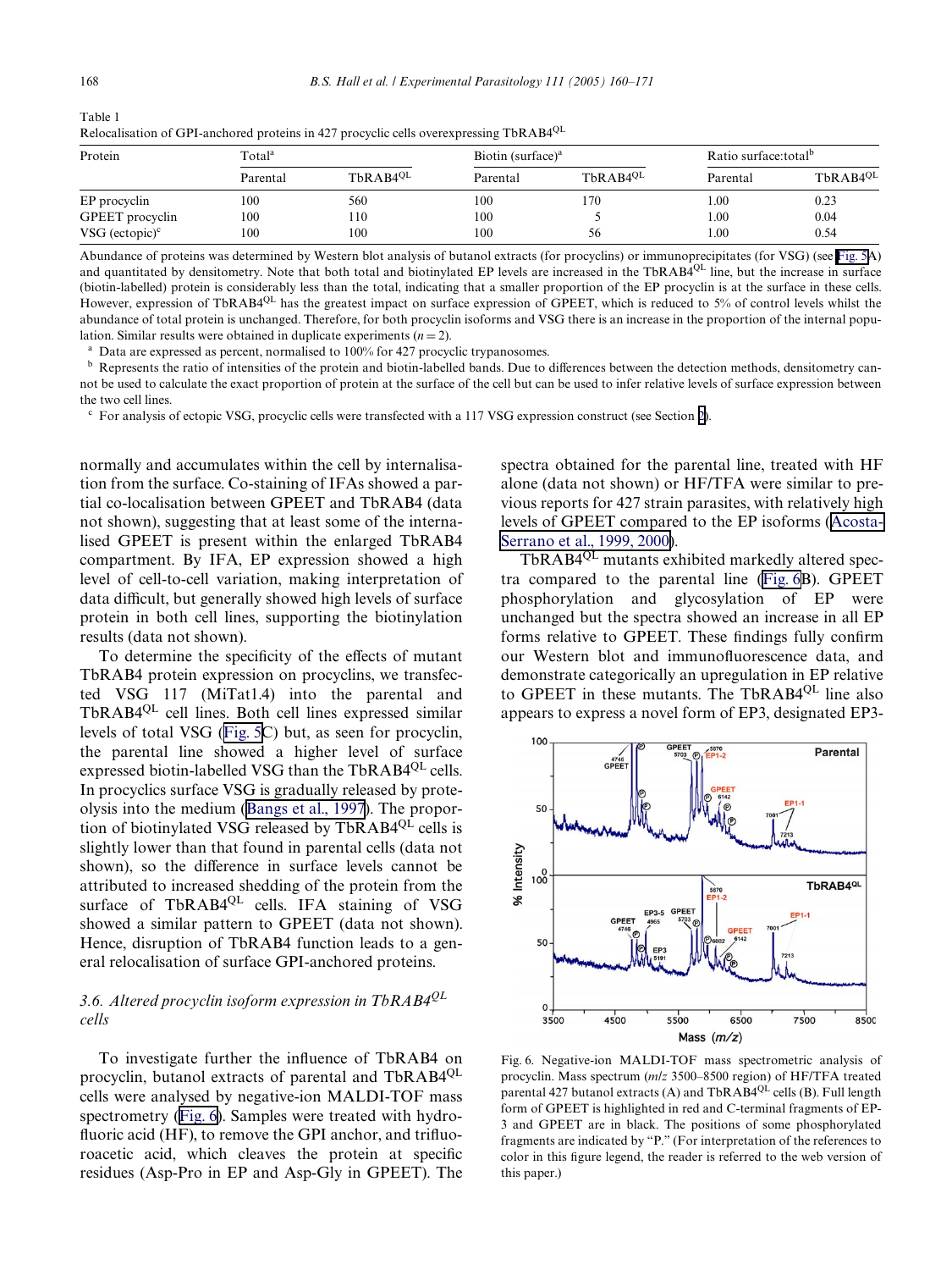Table 1
Relocalisation of GPI-anchored proteins in 427 procyclic cells overexpressing TbRAB4$^{QL}$

| Protein | Total[a] | | Biotin (surface)[a] | | Ratio surface:total[b] | |
|---|---|---|---|---|---|---|
| | Parental | TbRAB4$^{QL}$ | Parental | TbRAB4$^{QL}$ | Parental | TbRAB4$^{QL}$ |
| EP procyclin | 100 | 560 | 100 | 170 | 1.00 | 0.23 |
| GPEET procyclin | 100 | 110 | 100 | 5 | 1.00 | 0.04 |
| VSG (ectopic)[c] | 100 | 100 | 100 | 56 | 1.00 | 0.54 |

Abundance of proteins was determined by Western blot analysis of butanol extracts (for procyclins) or immunoprecipitates (for VSG) (see Fig. 5A) and quantitated by densitometry. Note that both total and biotinylated EP levels are increased in the TbRAB4$^{QL}$ line, but the increase in surface (biotin-labelled) protein is considerably less than the total, indicating that a smaller proportion of the EP procyclin is at the surface in these cells. However, expression of TbRAB4$^{QL}$ has the greatest impact on surface expression of GPEET, which is reduced to 5% of control levels whilst the abundance of total protein is unchanged. Therefore, for both procyclin isoforms and VSG there is an increase in the proportion of the internal population. Similar results were obtained in duplicate experiments ($n = 2$).

[a] Data are expressed as percent, normalised to 100% for 427 procyclic trypanosomes.

[b] Represents the ratio of intensities of the protein and biotin-labelled bands. Due to differences between the detection methods, densitometry cannot be used to calculate the exact proportion of protein at the surface of the cell but can be used to infer relative levels of surface expression between the two cell lines.

[c] For analysis of ectopic VSG, procyclic cells were transfected with a 117 VSG expression construct (see Section 2).

normally and accumulates within the cell by internalisation from the surface. Co-staining of IFAs showed a partial co-localisation between GPEET and TbRAB4 (data not shown), suggesting that at least some of the internalised GPEET is present within the enlarged TbRAB4 compartment. By IFA, EP expression showed a high level of cell-to-cell variation, making interpretation of data difficult, but generally showed high levels of surface protein in both cell lines, supporting the biotinylation results (data not shown).

To determine the specificity of the effects of mutant TbRAB4 protein expression on procyclins, we transfected VSG 117 (MiTat1.4) into the parental and TbRAB4$^{QL}$ cell lines. Both cell lines expressed similar levels of total VSG (Fig. 5C) but, as seen for procyclin, the parental line showed a higher level of surface expressed biotin-labelled VSG than the TbRAB4$^{QL}$ cells. In procyclics surface VSG is gradually released by proteolysis into the medium (Bangs et al., 1997). The proportion of biotinylated VSG released by TbRAB4$^{QL}$ cells is slightly lower than that found in parental cells (data not shown), so the difference in surface levels cannot be attributed to increased shedding of the protein from the surface of TbRAB4$^{QL}$ cells. IFA staining of VSG showed a similar pattern to GPEET (data not shown). Hence, disruption of TbRAB4 function leads to a general relocalisation of surface GPI-anchored proteins.

### 3.6. Altered procyclin isoform expression in TbRAB4$^{QL}$ cells

To investigate further the influence of TbRAB4 on procyclin, butanol extracts of parental and TbRAB4$^{QL}$ cells were analysed by negative-ion MALDI-TOF mass spectrometry (Fig. 6). Samples were treated with hydrofluoric acid (HF), to remove the GPI anchor, and trifluoroacetic acid, which cleaves the protein at specific residues (Asp-Pro in EP and Asp-Gly in GPEET). The spectra obtained for the parental line, treated with HF alone (data not shown) or HF/TFA were similar to previous reports for 427 strain parasites, with relatively high levels of GPEET compared to the EP isoforms (Acosta-Serrano et al., 1999, 2000).

TbRAB4$^{QL}$ mutants exhibited markedly altered spectra compared to the parental line (Fig. 6B). GPEET phosphorylation and glycosylation of EP were unchanged but the spectra showed an increase in all EP forms relative to GPEET. These findings fully confirm our Western blot and immunofluorescence data, and demonstrate categorically an upregulation in EP relative to GPEET in these mutants. The TbRAB4$^{QL}$ line also appears to express a novel form of EP3, designated EP3-

Fig. 6. Negative-ion MALDI-TOF mass spectrometric analysis of procyclin. Mass spectrum ($m/z$ 3500–8500 region) of HF/TFA treated parental 427 butanol extracts (A) and TbRAB4$^{QL}$ cells (B). Full length form of GPEET is highlighted in red and C-terminal fragments of EP-3 and GPEET are in black. The positions of some phosphorylated fragments are indicated by "P." (For interpretation of the references to color in this figure legend, the reader is referred to the web version of this paper.)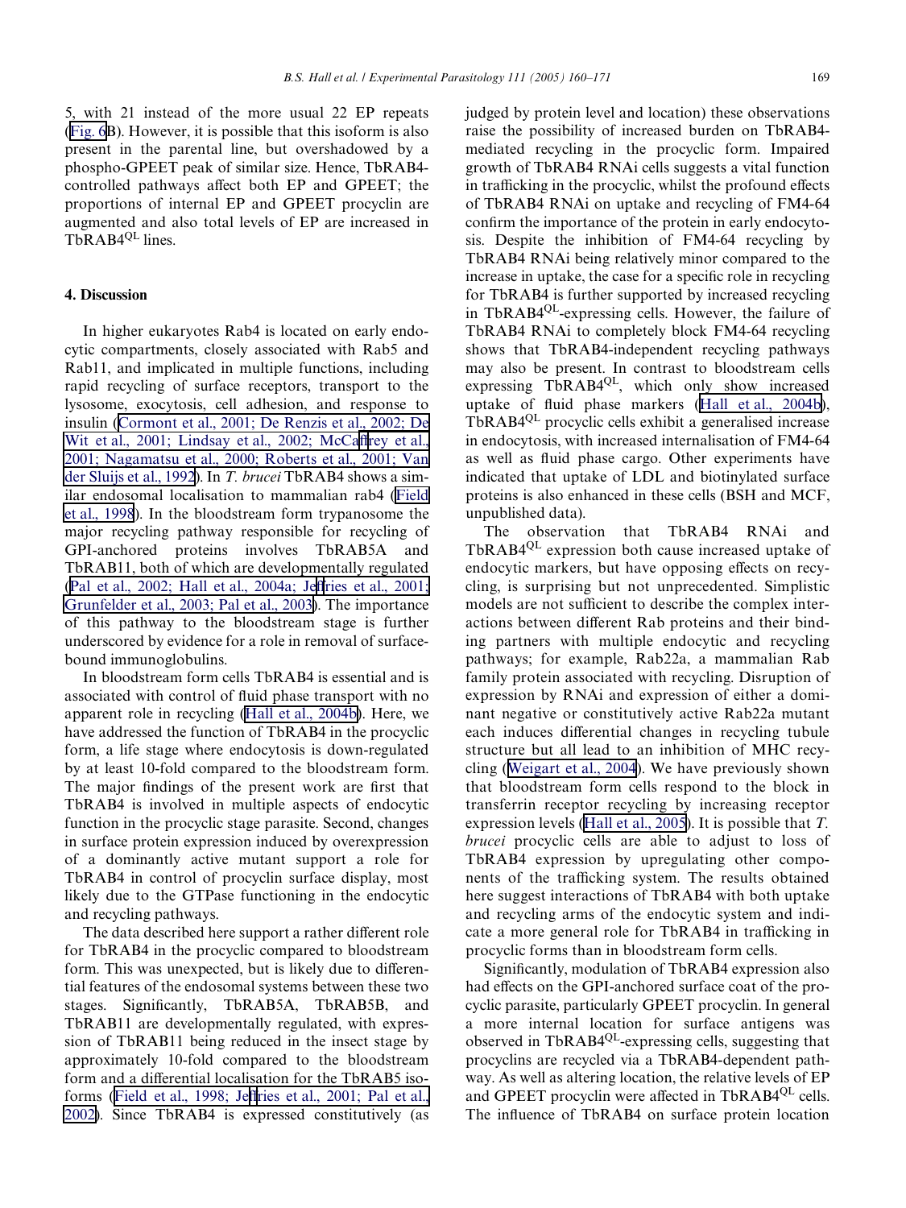5, with 21 instead of the more usual 22 EP repeats (Fig. 6B). However, it is possible that this isoform is also present in the parental line, but overshadowed by a phospho-GPEET peak of similar size. Hence, TbRAB4-controlled pathways affect both EP and GPEET; the proportions of internal EP and GPEET procyclin are augmented and also total levels of EP are increased in TbRAB4$^{QL}$ lines.

## 4. Discussion

In higher eukaryotes Rab4 is located on early endocytic compartments, closely associated with Rab5 and Rab11, and implicated in multiple functions, including rapid recycling of surface receptors, transport to the lysosome, exocytosis, cell adhesion, and response to insulin (Cormont et al., 2001; De Renzis et al., 2002; De Wit et al., 2001; Lindsay et al., 2002; McCaffrey et al., 2001; Nagamatsu et al., 2000; Roberts et al., 2001; Van der Sluijs et al., 1992). In *T. brucei* TbRAB4 shows a similar endosomal localisation to mammalian rab4 (Field et al., 1998). In the bloodstream form trypanosome the major recycling pathway responsible for recycling of GPI-anchored proteins involves TbRAB5A and TbRAB11, both of which are developmentally regulated (Pal et al., 2002; Hall et al., 2004a; Jeffries et al., 2001; Grunfelder et al., 2003; Pal et al., 2003). The importance of this pathway to the bloodstream stage is further underscored by evidence for a role in removal of surface-bound immunoglobulins.

In bloodstream form cells TbRAB4 is essential and is associated with control of fluid phase transport with no apparent role in recycling (Hall et al., 2004b). Here, we have addressed the function of TbRAB4 in the procyclic form, a life stage where endocytosis is down-regulated by at least 10-fold compared to the bloodstream form. The major findings of the present work are first that TbRAB4 is involved in multiple aspects of endocytic function in the procyclic stage parasite. Second, changes in surface protein expression induced by overexpression of a dominantly active mutant support a role for TbRAB4 in control of procyclin surface display, most likely due to the GTPase functioning in the endocytic and recycling pathways.

The data described here support a rather different role for TbRAB4 in the procyclic compared to bloodstream form. This was unexpected, but is likely due to differential features of the endosomal systems between these two stages. Significantly, TbRAB5A, TbRAB5B, and TbRAB11 are developmentally regulated, with expression of TbRAB11 being reduced in the insect stage by approximately 10-fold compared to the bloodstream form and a differential localisation for the TbRAB5 isoforms (Field et al., 1998; Jeffries et al., 2001; Pal et al., 2002). Since TbRAB4 is expressed constitutively (as judged by protein level and location) these observations raise the possibility of increased burden on TbRAB4-mediated recycling in the procyclic form. Impaired growth of TbRAB4 RNAi cells suggests a vital function in trafficking in the procyclic, whilst the profound effects of TbRAB4 RNAi on uptake and recycling of FM4-64 confirm the importance of the protein in early endocytosis. Despite the inhibition of FM4-64 recycling by TbRAB4 RNAi being relatively minor compared to the increase in uptake, the case for a specific role in recycling for TbRAB4 is further supported by increased recycling in TbRAB4$^{QL}$-expressing cells. However, the failure of TbRAB4 RNAi to completely block FM4-64 recycling shows that TbRAB4-independent recycling pathways may also be present. In contrast to bloodstream cells expressing TbRAB4$^{QL}$, which only show increased uptake of fluid phase markers (Hall et al., 2004b), TbRAB4$^{QL}$ procyclic cells exhibit a generalised increase in endocytosis, with increased internalisation of FM4-64 as well as fluid phase cargo. Other experiments have indicated that uptake of LDL and biotinylated surface proteins is also enhanced in these cells (BSH and MCF, unpublished data).

The observation that TbRAB4 RNAi and TbRAB4$^{QL}$ expression both cause increased uptake of endocytic markers, but have opposing effects on recycling, is surprising but not unprecedented. Simplistic models are not sufficient to describe the complex interactions between different Rab proteins and their binding partners with multiple endocytic and recycling pathways; for example, Rab22a, a mammalian Rab family protein associated with recycling. Disruption of expression by RNAi and expression of either a dominant negative or constitutively active Rab22a mutant each induces differential changes in recycling tubule structure but all lead to an inhibition of MHC recycling (Weigart et al., 2004). We have previously shown that bloodstream form cells respond to the block in transferrin receptor recycling by increasing receptor expression levels (Hall et al., 2005). It is possible that *T. brucei* procyclic cells are able to adjust to loss of TbRAB4 expression by upregulating other components of the trafficking system. The results obtained here suggest interactions of TbRAB4 with both uptake and recycling arms of the endocytic system and indicate a more general role for TbRAB4 in trafficking in procyclic forms than in bloodstream form cells.

Significantly, modulation of TbRAB4 expression also had effects on the GPI-anchored surface coat of the procyclic parasite, particularly GPEET procyclin. In general a more internal location for surface antigens was observed in TbRAB4$^{QL}$-expressing cells, suggesting that procyclins are recycled via a TbRAB4-dependent pathway. As well as altering location, the relative levels of EP and GPEET procyclin were affected in TbRAB4$^{QL}$ cells. The influence of TbRAB4 on surface protein location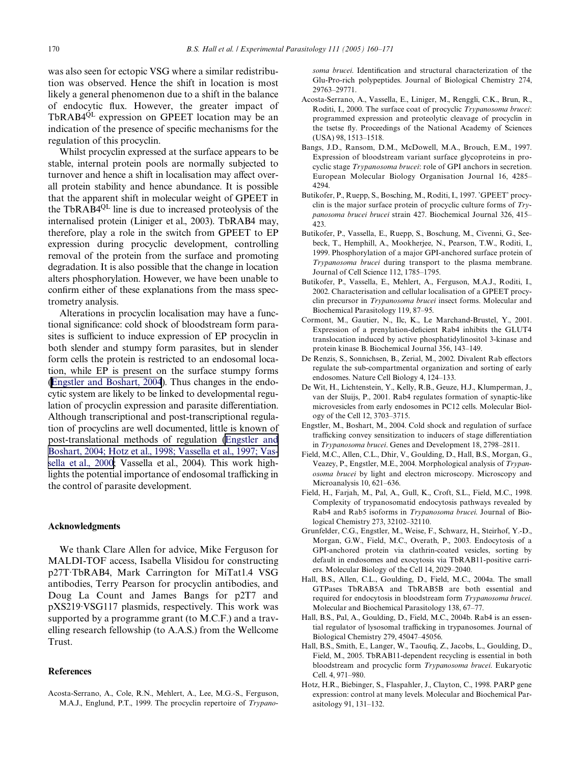was also seen for ectopic VSG where a similar redistribution was observed. Hence the shift in location is most likely a general phenomenon due to a shift in the balance of endocytic flux. However, the greater impact of TbRAB4$^{QL}$ expression on GPEET location may be an indication of the presence of specific mechanisms for the regulation of this procyclin.

Whilst procyclin expressed at the surface appears to be stable, internal protein pools are normally subjected to turnover and hence a shift in localisation may affect overall protein stability and hence abundance. It is possible that the apparent shift in molecular weight of GPEET in the TbRAB4$^{QL}$ line is due to increased proteolysis of the internalised protein (Liniger et al., 2003). TbRAB4 may, therefore, play a role in the switch from GPEET to EP expression during procyclic development, controlling removal of the protein from the surface and promoting degradation. It is also possible that the change in location alters phosphorylation. However, we have been unable to confirm either of these explanations from the mass spectrometry analysis.

Alterations in procyclin localisation may have a functional significance: cold shock of bloodstream form parasites is sufficient to induce expression of EP procyclin in both slender and stumpy form parasites, but in slender form cells the protein is restricted to an endosomal location, while EP is present on the surface stumpy forms (Engstler and Boshart, 2004). Thus changes in the endocytic system are likely to be linked to developmental regulation of procyclin expression and parasite differentiation. Although transcriptional and post-transcriptional regulation of procyclins are well documented, little is known of post-translational methods of regulation (Engstler and Boshart, 2004; Hotz et al., 1998; Vassella et al., 1997; Vassella et al., 2000; Vassella et al., 2004). This work highlights the potential importance of endosomal trafficking in the control of parasite development.

## Acknowledgments

We thank Clare Allen for advice, Mike Ferguson for MALDI-TOF access, Isabella Vlisidou for constructing p27T·TbRAB4, Mark Carrington for MiTat1.4 VSG antibodies, Terry Pearson for procyclin antibodies, and Doug La Count and James Bangs for p2T7 and pXS219·VSG117 plasmids, respectively. This work was supported by a programme grant (to M.C.F.) and a travelling research fellowship (to A.A.S.) from the Wellcome Trust.

## References

Acosta-Serrano, A., Cole, R.N., Mehlert, A., Lee, M.G.-S., Ferguson, M.A.J., Englund, P.T., 1999. The procyclin repertoire of *Trypanosoma brucei*. Identification and structural characterization of the Glu-Pro-rich polypeptides. Journal of Biological Chemistry 274, 29763–29771.

Acosta-Serrano, A., Vassella, E., Liniger, M., Renggli, C.K., Brun, R., Roditi, I., 2000. The surface coat of procyclic *Trypanosoma brucei*: programmed expression and proteolytic cleavage of procyclin in the tsetse fly. Proceedings of the National Academy of Sciences (USA) 98, 1513–1518.

Bangs, J.D., Ransom, D.M., McDowell, M.A., Brouch, E.M., 1997. Expression of bloodstream variant surface glycoproteins in procyclic stage *Trypanosoma brucei*: role of GPI anchors in secretion. European Molecular Biology Organisation Journal 16, 4285–4294.

Butikofer, P., Ruepp, S., Bosching, M., Roditi, I., 1997. 'GPEET' procyclin is the major surface protein of procyclic culture forms of *Trypanosoma brucei brucei* strain 427. Biochemical Journal 326, 415–423.

Butikofer, P., Vassella, E., Ruepp, S., Boschung, M., Civenni, G., Seebeck, T., Hemphill, A., Mookherjee, N., Pearson, T.W., Roditi, I., 1999. Phosphorylation of a major GPI-anchored surface protein of *Trypanosoma brucei* during transport to the plasma membrane. Journal of Cell Science 112, 1785–1795.

Butikofer, P., Vassella, E., Mehlert, A., Ferguson, M.A.J., Roditi, I., 2002. Characterisation and cellular localisation of a GPEET procyclin precursor in *Trypanosoma brucei* insect forms. Molecular and Biochemical Parasitology 119, 87–95.

Cormont, M., Gautier, N., Ilc, K., Le Marchand-Brustel, Y., 2001. Expression of a prenylation-deficient Rab4 inhibits the GLUT4 translocation induced by active phosphatidylinositol 3-kinase and protein kinase B. Biochemical Journal 356, 143–149.

De Renzis, S., Sonnichsen, B., Zerial, M., 2002. Divalent Rab effectors regulate the sub-compartmental organization and sorting of early endosomes. Nature Cell Biology 4, 124–133.

De Wit, H., Lichtenstein, Y., Kelly, R.B., Geuze, H.J., Klumperman, J., van der Sluijs, P., 2001. Rab4 regulates formation of synaptic-like microvesicles from early endosomes in PC12 cells. Molecular Biology of the Cell 12, 3703–3715.

Engstler, M., Boshart, M., 2004. Cold shock and regulation of surface trafficking convey sensitization to inducers of stage differentiation in *Trypanosoma brucei*. Genes and Development 18, 2798–2811.

Field, M.C., Allen, C.L., Dhir, V., Goulding, D., Hall, B.S., Morgan, G., Veazey, P., Engstler, M.E., 2004. Morphological analysis of *Trypanosoma brucei* by light and electron microscopy. Microscopy and Microanalysis 10, 621–636.

Field, H., Farjah, M., Pal, A., Gull, K., Croft, S.L., Field, M.C., 1998. Complexity of trypanosomatid endocytosis pathways revealed by Rab4 and Rab5 isoforms in *Trypanosoma brucei*. Journal of Biological Chemistry 273, 32102–32110.

Grunfelder, C.G., Engstler, M., Weise, F., Schwarz, H., Steirhof, Y.-D., Morgan, G.W., Field, M.C., Overath, P., 2003. Endocytosis of a GPI-anchored protein via clathrin-coated vesicles, sorting by default in endosomes and exocytosis via TbRAB11-positive carriers. Molecular Biology of the Cell 14, 2029–2040.

Hall, B.S., Allen, C.L., Goulding, D., Field, M.C., 2004a. The small GTPases TbRAB5A and TbRAB5B are both essential and required for endocytosis in bloodstream form *Trypanosoma brucei*. Molecular and Biochemical Parasitology 138, 67–77.

Hall, B.S., Pal, A., Goulding, D., Field, M.C., 2004b. Rab4 is an essential regulator of lysosomal trafficking in trypanosomes. Journal of Biological Chemistry 279, 45047–45056.

Hall, B.S., Smith, E., Langer, W., Taoufiq, Z., Jacobs, L., Goulding, D., Field, M., 2005. TbRAB11-dependent recycling is essential in both bloodstream and procyclic form *Trypanosoma brucei*. Eukaryotic Cell. 4, 971–980.

Hotz, H.R., Biebinger, S., Flaspahler, J., Clayton, C., 1998. PARP gene expression: control at many levels. Molecular and Biochemical Parasitology 91, 131–132.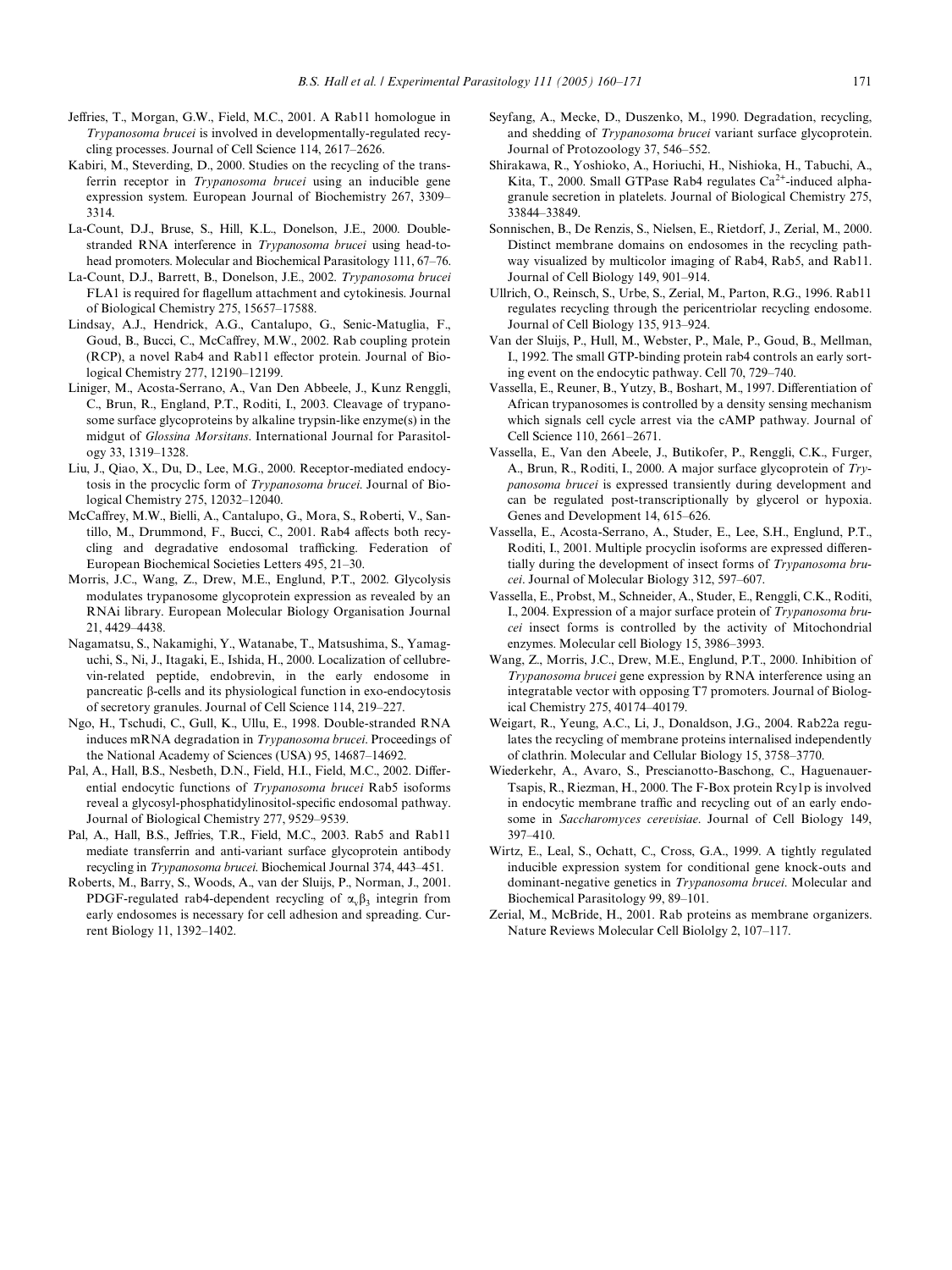Jeffries, T., Morgan, G.W., Field, M.C., 2001. A Rab11 homologue in *Trypanosoma brucei* is involved in developmentally-regulated recycling processes. Journal of Cell Science 114, 2617–2626.

Kabiri, M., Steverding, D., 2000. Studies on the recycling of the transferrin receptor in *Trypanosoma brucei* using an inducible gene expression system. European Journal of Biochemistry 267, 3309–3314.

La-Count, D.J., Bruse, S., Hill, K.L., Donelson, J.E., 2000. Double-stranded RNA interference in *Trypanosoma brucei* using head-to-head promoters. Molecular and Biochemical Parasitology 111, 67–76.

La-Count, D.J., Barrett, B., Donelson, J.E., 2002. *Trypanosoma brucei* FLA1 is required for flagellum attachment and cytokinesis. Journal of Biological Chemistry 275, 15657–17588.

Lindsay, A.J., Hendrick, A.G., Cantalupo, G., Senic-Matuglia, F., Goud, B., Bucci, C., McCaffrey, M.W., 2002. Rab coupling protein (RCP), a novel Rab4 and Rab11 effector protein. Journal of Biological Chemistry 277, 12190–12199.

Liniger, M., Acosta-Serrano, A., Van Den Abbeele, J., Kunz Renggli, C., Brun, R., England, P.T., Roditi, I., 2003. Cleavage of trypanosome surface glycoproteins by alkaline trypsin-like enzyme(s) in the midgut of *Glossina Morsitans*. International Journal for Parasitology 33, 1319–1328.

Liu, J., Qiao, X., Du, D., Lee, M.G., 2000. Receptor-mediated endocytosis in the procyclic form of *Trypanosoma brucei*. Journal of Biological Chemistry 275, 12032–12040.

McCaffrey, M.W., Bielli, A., Cantalupo, G., Mora, S., Roberti, V., Santillo, M., Drummond, F., Bucci, C., 2001. Rab4 affects both recycling and degradative endosomal trafficking. Federation of European Biochemical Societies Letters 495, 21–30.

Morris, J.C., Wang, Z., Drew, M.E., Englund, P.T., 2002. Glycolysis modulates trypanosome glycoprotein expression as revealed by an RNAi library. European Molecular Biology Organisation Journal 21, 4429–4438.

Nagamatsu, S., Nakamighi, Y., Watanabe, T., Matsushima, S., Yamaguchi, S., Ni, J., Itagaki, E., Ishida, H., 2000. Localization of cellubrevin-related peptide, endobrevin, in the early endosome in pancreatic β-cells and its physiological function in exo-endocytosis of secretory granules. Journal of Cell Science 114, 219–227.

Ngo, H., Tschudi, C., Gull, K., Ullu, E., 1998. Double-stranded RNA induces mRNA degradation in *Trypanosoma brucei*. Proceedings of the National Academy of Sciences (USA) 95, 14687–14692.

Pal, A., Hall, B.S., Nesbeth, D.N., Field, H.I., Field, M.C., 2002. Differential endocytic functions of *Trypanosoma brucei* Rab5 isoforms reveal a glycosyl-phosphatidylinositol-specific endosomal pathway. Journal of Biological Chemistry 277, 9529–9539.

Pal, A., Hall, B.S., Jeffries, T.R., Field, M.C., 2003. Rab5 and Rab11 mediate transferrin and anti-variant surface glycoprotein antibody recycling in *Trypanosoma brucei*. Biochemical Journal 374, 443–451.

Roberts, M., Barry, S., Woods, A., van der Sluijs, P., Norman, J., 2001. PDGF-regulated rab4-dependent recycling of $\alpha_v\beta_3$ integrin from early endosomes is necessary for cell adhesion and spreading. Current Biology 11, 1392–1402.

Seyfang, A., Mecke, D., Duszenko, M., 1990. Degradation, recycling, and shedding of *Trypanosoma brucei* variant surface glycoprotein. Journal of Protozoology 37, 546–552.

Shirakawa, R., Yoshioko, A., Horiuchi, H., Nishioka, H., Tabuchi, A., Kita, T., 2000. Small GTPase Rab4 regulates $Ca^{2+}$-induced alpha-granule secretion in platelets. Journal of Biological Chemistry 275, 33844–33849.

Sonnischen, B., De Renzis, S., Nielsen, E., Rietdorf, J., Zerial, M., 2000. Distinct membrane domains on endosomes in the recycling pathway visualized by multicolor imaging of Rab4, Rab5, and Rab11. Journal of Cell Biology 149, 901–914.

Ullrich, O., Reinsch, S., Urbe, S., Zerial, M., Parton, R.G., 1996. Rab11 regulates recycling through the pericentriolar recycling endosome. Journal of Cell Biology 135, 913–924.

Van der Sluijs, P., Hull, M., Webster, P., Male, P., Goud, B., Mellman, I., 1992. The small GTP-binding protein rab4 controls an early sorting event on the endocytic pathway. Cell 70, 729–740.

Vassella, E., Reuner, B., Yutzy, B., Boshart, M., 1997. Differentiation of African trypanosomes is controlled by a density sensing mechanism which signals cell cycle arrest via the cAMP pathway. Journal of Cell Science 110, 2661–2671.

Vassella, E., Van den Abeele, J., Butikofer, P., Renggli, C.K., Furger, A., Brun, R., Roditi, I., 2000. A major surface glycoprotein of *Trypanosoma brucei* is expressed transiently during development and can be regulated post-transcriptionally by glycerol or hypoxia. Genes and Development 14, 615–626.

Vassella, E., Acosta-Serrano, A., Studer, E., Lee, S.H., Englund, P.T., Roditi, I., 2001. Multiple procyclin isoforms are expressed differentially during the development of insect forms of *Trypanosoma brucei*. Journal of Molecular Biology 312, 597–607.

Vassella, E., Probst, M., Schneider, A., Studer, E., Renggli, C.K., Roditi, I., 2004. Expression of a major surface protein of *Trypanosoma brucei* insect forms is controlled by the activity of Mitochondrial enzymes. Molecular cell Biology 15, 3986–3993.

Wang, Z., Morris, J.C., Drew, M.E., Englund, P.T., 2000. Inhibition of *Trypanosoma brucei* gene expression by RNA interference using an integratable vector with opposing T7 promoters. Journal of Biological Chemistry 275, 40174–40179.

Weigart, R., Yeung, A.C., Li, J., Donaldson, J.G., 2004. Rab22a regulates the recycling of membrane proteins internalised independently of clathrin. Molecular and Cellular Biology 15, 3758–3770.

Wiederkehr, A., Avaro, S., Prescianotto-Baschong, C., Haguenauer-Tsapis, R., Riezman, H., 2000. The F-Box protein Rcy1p is involved in endocytic membrane traffic and recycling out of an early endosome in *Saccharomyces cerevisiae*. Journal of Cell Biology 149, 397–410.

Wirtz, E., Leal, S., Ochatt, C., Cross, G.A., 1999. A tightly regulated inducible expression system for conditional gene knock-outs and dominant-negative genetics in *Trypanosoma brucei*. Molecular and Biochemical Parasitology 99, 89–101.

Zerial, M., McBride, H., 2001. Rab proteins as membrane organizers. Nature Reviews Molecular Cell Biololgy 2, 107–117.